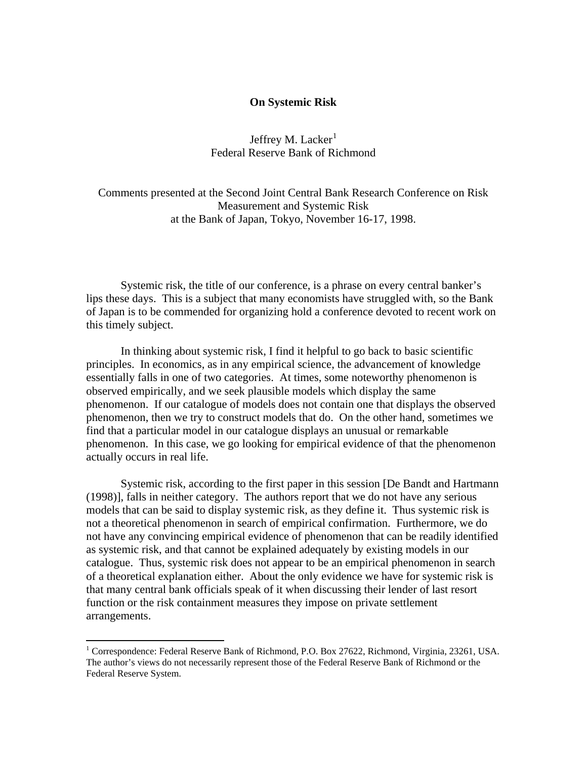# On Systemic Risk

Jeffrey M. Lacker[1]
Federal Reserve Bank of Richmond

Comments presented at the Second Joint Central Bank Research Conference on Risk Measurement and Systemic Risk
at the Bank of Japan, Tokyo, November 16-17, 1998.

Systemic risk, the title of our conference, is a phrase on every central banker's lips these days. This is a subject that many economists have struggled with, so the Bank of Japan is to be commended for organizing hold a conference devoted to recent work on this timely subject.

In thinking about systemic risk, I find it helpful to go back to basic scientific principles. In economics, as in any empirical science, the advancement of knowledge essentially falls in one of two categories. At times, some noteworthy phenomenon is observed empirically, and we seek plausible models which display the same phenomenon. If our catalogue of models does not contain one that displays the observed phenomenon, then we try to construct models that do. On the other hand, sometimes we find that a particular model in our catalogue displays an unusual or remarkable phenomenon. In this case, we go looking for empirical evidence of that the phenomenon actually occurs in real life.

Systemic risk, according to the first paper in this session [De Bandt and Hartmann (1998)], falls in neither category. The authors report that we do not have any serious models that can be said to display systemic risk, as they define it. Thus systemic risk is not a theoretical phenomenon in search of empirical confirmation. Furthermore, we do not have any convincing empirical evidence of phenomenon that can be readily identified as systemic risk, and that cannot be explained adequately by existing models in our catalogue. Thus, systemic risk does not appear to be an empirical phenomenon in search of a theoretical explanation either. About the only evidence we have for systemic risk is that many central bank officials speak of it when discussing their lender of last resort function or the risk containment measures they impose on private settlement arrangements.

[1] Correspondence: Federal Reserve Bank of Richmond, P.O. Box 27622, Richmond, Virginia, 23261, USA. The author's views do not necessarily represent those of the Federal Reserve Bank of Richmond or the Federal Reserve System.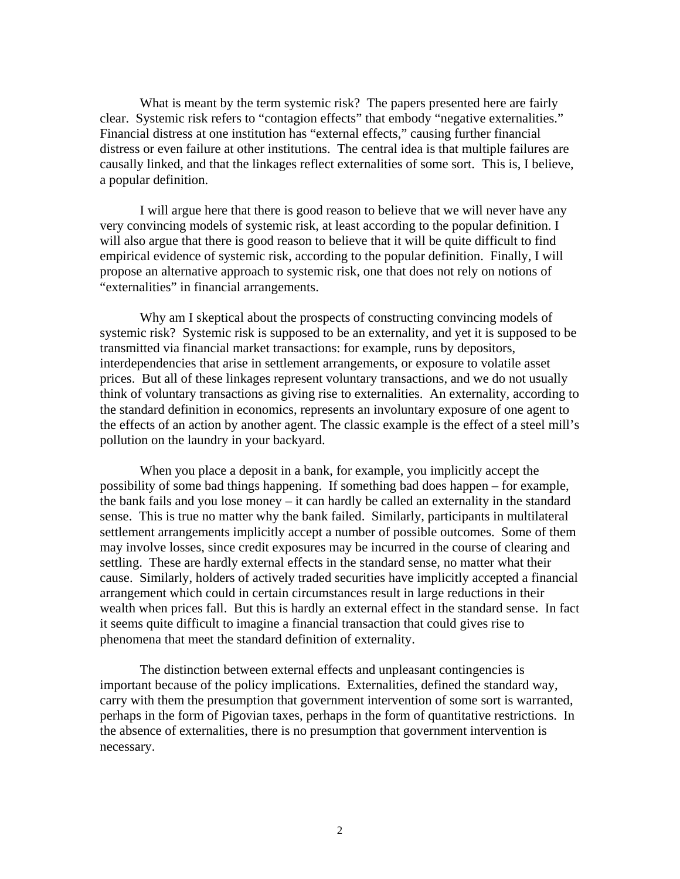What is meant by the term systemic risk? The papers presented here are fairly clear. Systemic risk refers to "contagion effects" that embody "negative externalities." Financial distress at one institution has "external effects," causing further financial distress or even failure at other institutions. The central idea is that multiple failures are causally linked, and that the linkages reflect externalities of some sort. This is, I believe, a popular definition.

I will argue here that there is good reason to believe that we will never have any very convincing models of systemic risk, at least according to the popular definition. I will also argue that there is good reason to believe that it will be quite difficult to find empirical evidence of systemic risk, according to the popular definition. Finally, I will propose an alternative approach to systemic risk, one that does not rely on notions of "externalities" in financial arrangements.

Why am I skeptical about the prospects of constructing convincing models of systemic risk? Systemic risk is supposed to be an externality, and yet it is supposed to be transmitted via financial market transactions: for example, runs by depositors, interdependencies that arise in settlement arrangements, or exposure to volatile asset prices. But all of these linkages represent voluntary transactions, and we do not usually think of voluntary transactions as giving rise to externalities. An externality, according to the standard definition in economics, represents an involuntary exposure of one agent to the effects of an action by another agent. The classic example is the effect of a steel mill's pollution on the laundry in your backyard.

When you place a deposit in a bank, for example, you implicitly accept the possibility of some bad things happening. If something bad does happen – for example, the bank fails and you lose money – it can hardly be called an externality in the standard sense. This is true no matter why the bank failed. Similarly, participants in multilateral settlement arrangements implicitly accept a number of possible outcomes. Some of them may involve losses, since credit exposures may be incurred in the course of clearing and settling. These are hardly external effects in the standard sense, no matter what their cause. Similarly, holders of actively traded securities have implicitly accepted a financial arrangement which could in certain circumstances result in large reductions in their wealth when prices fall. But this is hardly an external effect in the standard sense. In fact it seems quite difficult to imagine a financial transaction that could gives rise to phenomena that meet the standard definition of externality.

The distinction between external effects and unpleasant contingencies is important because of the policy implications. Externalities, defined the standard way, carry with them the presumption that government intervention of some sort is warranted, perhaps in the form of Pigovian taxes, perhaps in the form of quantitative restrictions. In the absence of externalities, there is no presumption that government intervention is necessary.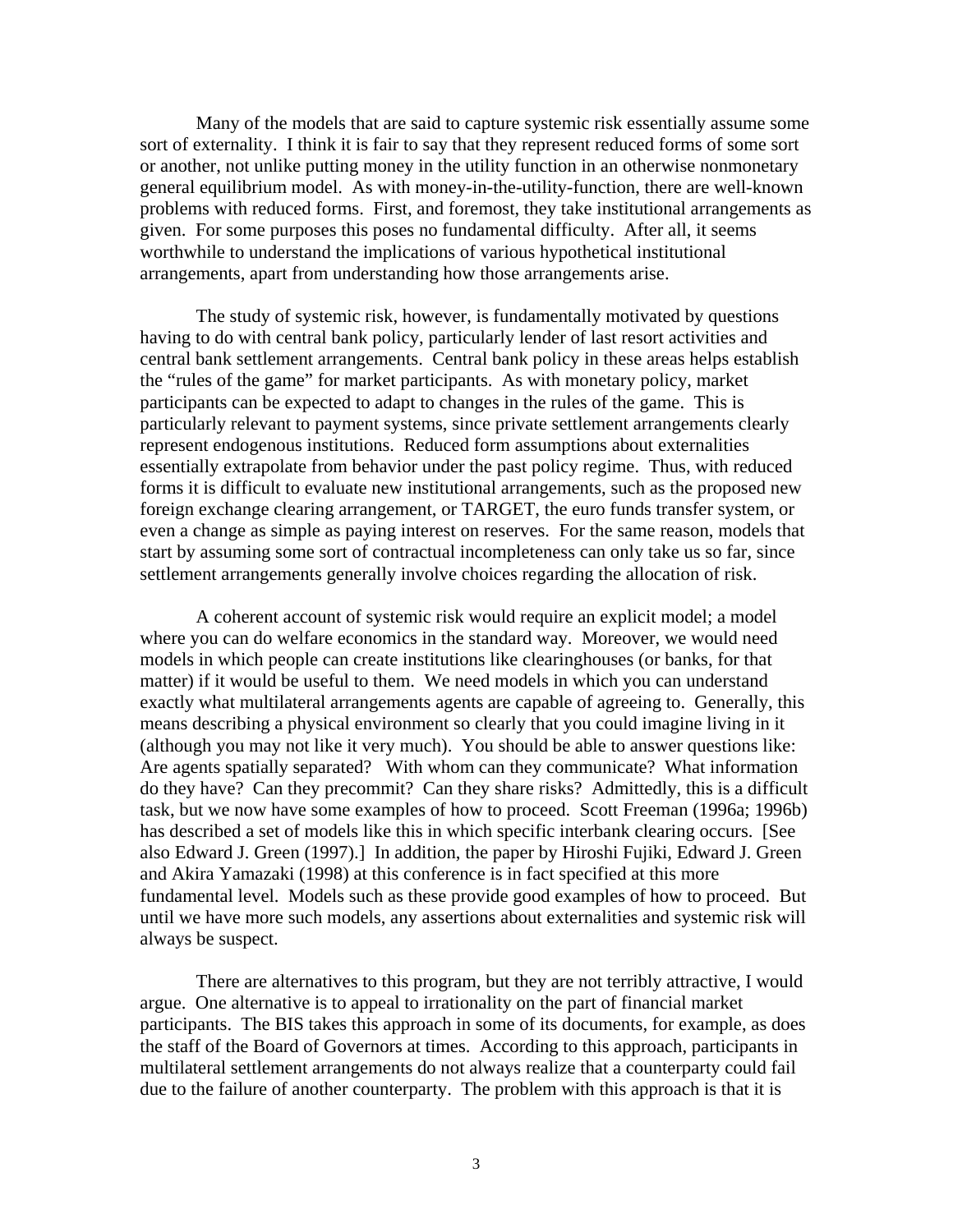Many of the models that are said to capture systemic risk essentially assume some sort of externality. I think it is fair to say that they represent reduced forms of some sort or another, not unlike putting money in the utility function in an otherwise nonmonetary general equilibrium model. As with money-in-the-utility-function, there are well-known problems with reduced forms. First, and foremost, they take institutional arrangements as given. For some purposes this poses no fundamental difficulty. After all, it seems worthwhile to understand the implications of various hypothetical institutional arrangements, apart from understanding how those arrangements arise.

The study of systemic risk, however, is fundamentally motivated by questions having to do with central bank policy, particularly lender of last resort activities and central bank settlement arrangements. Central bank policy in these areas helps establish the "rules of the game" for market participants. As with monetary policy, market participants can be expected to adapt to changes in the rules of the game. This is particularly relevant to payment systems, since private settlement arrangements clearly represent endogenous institutions. Reduced form assumptions about externalities essentially extrapolate from behavior under the past policy regime. Thus, with reduced forms it is difficult to evaluate new institutional arrangements, such as the proposed new foreign exchange clearing arrangement, or TARGET, the euro funds transfer system, or even a change as simple as paying interest on reserves. For the same reason, models that start by assuming some sort of contractual incompleteness can only take us so far, since settlement arrangements generally involve choices regarding the allocation of risk.

A coherent account of systemic risk would require an explicit model; a model where you can do welfare economics in the standard way. Moreover, we would need models in which people can create institutions like clearinghouses (or banks, for that matter) if it would be useful to them. We need models in which you can understand exactly what multilateral arrangements agents are capable of agreeing to. Generally, this means describing a physical environment so clearly that you could imagine living in it (although you may not like it very much). You should be able to answer questions like: Are agents spatially separated? With whom can they communicate? What information do they have? Can they precommit? Can they share risks? Admittedly, this is a difficult task, but we now have some examples of how to proceed. Scott Freeman (1996a; 1996b) has described a set of models like this in which specific interbank clearing occurs. [See also Edward J. Green (1997).] In addition, the paper by Hiroshi Fujiki, Edward J. Green and Akira Yamazaki (1998) at this conference is in fact specified at this more fundamental level. Models such as these provide good examples of how to proceed. But until we have more such models, any assertions about externalities and systemic risk will always be suspect.

There are alternatives to this program, but they are not terribly attractive, I would argue. One alternative is to appeal to irrationality on the part of financial market participants. The BIS takes this approach in some of its documents, for example, as does the staff of the Board of Governors at times. According to this approach, participants in multilateral settlement arrangements do not always realize that a counterparty could fail due to the failure of another counterparty. The problem with this approach is that it is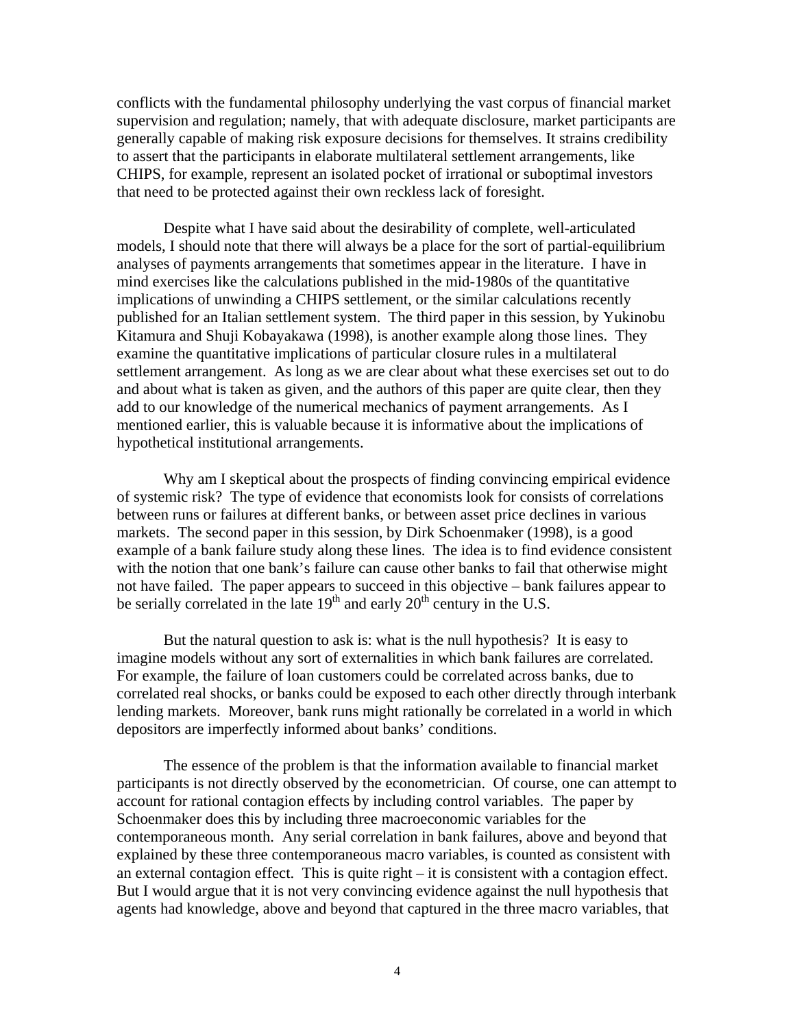conflicts with the fundamental philosophy underlying the vast corpus of financial market supervision and regulation; namely, that with adequate disclosure, market participants are generally capable of making risk exposure decisions for themselves. It strains credibility to assert that the participants in elaborate multilateral settlement arrangements, like CHIPS, for example, represent an isolated pocket of irrational or suboptimal investors that need to be protected against their own reckless lack of foresight.

Despite what I have said about the desirability of complete, well-articulated models, I should note that there will always be a place for the sort of partial-equilibrium analyses of payments arrangements that sometimes appear in the literature. I have in mind exercises like the calculations published in the mid-1980s of the quantitative implications of unwinding a CHIPS settlement, or the similar calculations recently published for an Italian settlement system. The third paper in this session, by Yukinobu Kitamura and Shuji Kobayakawa (1998), is another example along those lines. They examine the quantitative implications of particular closure rules in a multilateral settlement arrangement. As long as we are clear about what these exercises set out to do and about what is taken as given, and the authors of this paper are quite clear, then they add to our knowledge of the numerical mechanics of payment arrangements. As I mentioned earlier, this is valuable because it is informative about the implications of hypothetical institutional arrangements.

Why am I skeptical about the prospects of finding convincing empirical evidence of systemic risk? The type of evidence that economists look for consists of correlations between runs or failures at different banks, or between asset price declines in various markets. The second paper in this session, by Dirk Schoenmaker (1998), is a good example of a bank failure study along these lines. The idea is to find evidence consistent with the notion that one bank's failure can cause other banks to fail that otherwise might not have failed. The paper appears to succeed in this objective – bank failures appear to be serially correlated in the late 19th and early 20th century in the U.S.

But the natural question to ask is: what is the null hypothesis? It is easy to imagine models without any sort of externalities in which bank failures are correlated. For example, the failure of loan customers could be correlated across banks, due to correlated real shocks, or banks could be exposed to each other directly through interbank lending markets. Moreover, bank runs might rationally be correlated in a world in which depositors are imperfectly informed about banks' conditions.

The essence of the problem is that the information available to financial market participants is not directly observed by the econometrician. Of course, one can attempt to account for rational contagion effects by including control variables. The paper by Schoenmaker does this by including three macroeconomic variables for the contemporaneous month. Any serial correlation in bank failures, above and beyond that explained by these three contemporaneous macro variables, is counted as consistent with an external contagion effect. This is quite right – it is consistent with a contagion effect. But I would argue that it is not very convincing evidence against the null hypothesis that agents had knowledge, above and beyond that captured in the three macro variables, that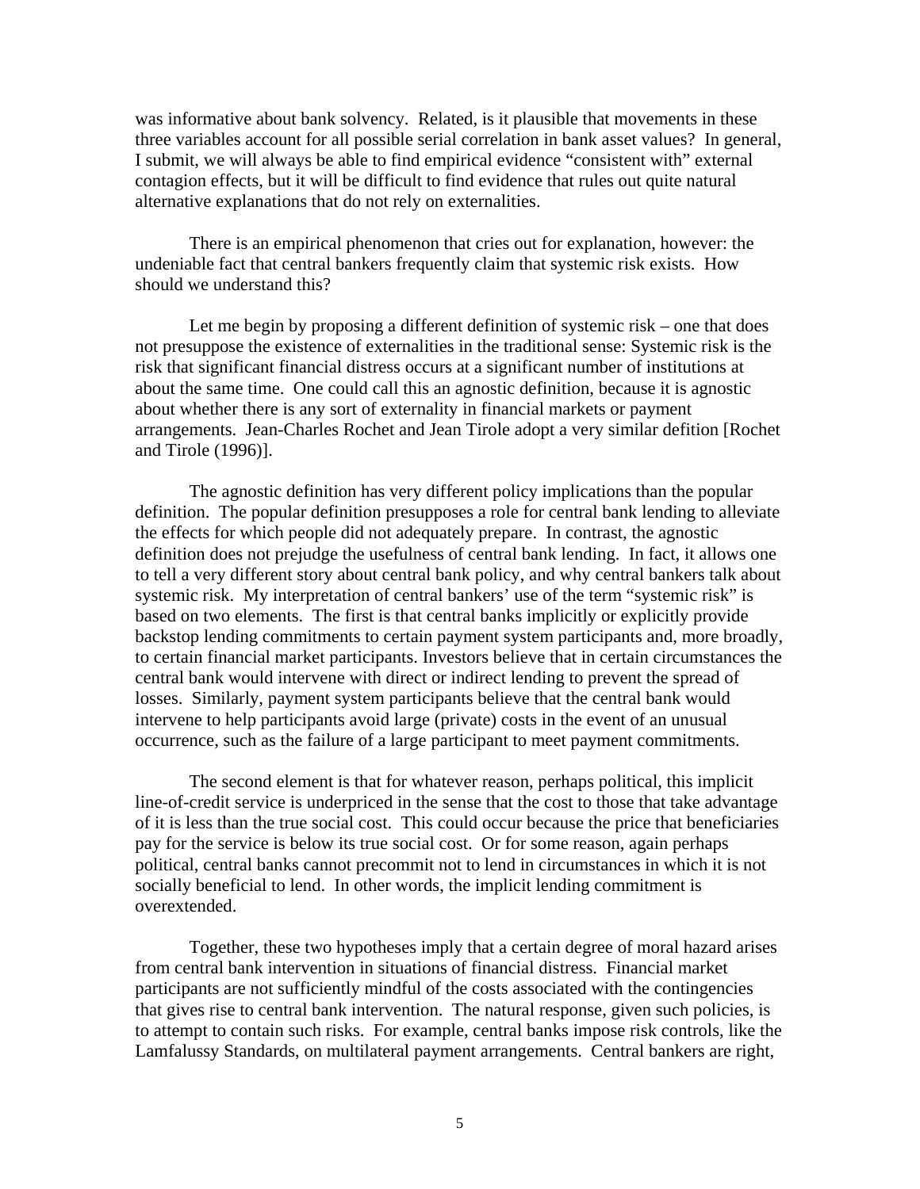was informative about bank solvency. Related, is it plausible that movements in these three variables account for all possible serial correlation in bank asset values? In general, I submit, we will always be able to find empirical evidence "consistent with" external contagion effects, but it will be difficult to find evidence that rules out quite natural alternative explanations that do not rely on externalities.

There is an empirical phenomenon that cries out for explanation, however: the undeniable fact that central bankers frequently claim that systemic risk exists. How should we understand this?

Let me begin by proposing a different definition of systemic risk – one that does not presuppose the existence of externalities in the traditional sense: Systemic risk is the risk that significant financial distress occurs at a significant number of institutions at about the same time. One could call this an agnostic definition, because it is agnostic about whether there is any sort of externality in financial markets or payment arrangements. Jean-Charles Rochet and Jean Tirole adopt a very similar defition [Rochet and Tirole (1996)].

The agnostic definition has very different policy implications than the popular definition. The popular definition presupposes a role for central bank lending to alleviate the effects for which people did not adequately prepare. In contrast, the agnostic definition does not prejudge the usefulness of central bank lending. In fact, it allows one to tell a very different story about central bank policy, and why central bankers talk about systemic risk. My interpretation of central bankers' use of the term "systemic risk" is based on two elements. The first is that central banks implicitly or explicitly provide backstop lending commitments to certain payment system participants and, more broadly, to certain financial market participants. Investors believe that in certain circumstances the central bank would intervene with direct or indirect lending to prevent the spread of losses. Similarly, payment system participants believe that the central bank would intervene to help participants avoid large (private) costs in the event of an unusual occurrence, such as the failure of a large participant to meet payment commitments.

The second element is that for whatever reason, perhaps political, this implicit line-of-credit service is underpriced in the sense that the cost to those that take advantage of it is less than the true social cost. This could occur because the price that beneficiaries pay for the service is below its true social cost. Or for some reason, again perhaps political, central banks cannot precommit not to lend in circumstances in which it is not socially beneficial to lend. In other words, the implicit lending commitment is overextended.

Together, these two hypotheses imply that a certain degree of moral hazard arises from central bank intervention in situations of financial distress. Financial market participants are not sufficiently mindful of the costs associated with the contingencies that gives rise to central bank intervention. The natural response, given such policies, is to attempt to contain such risks. For example, central banks impose risk controls, like the Lamfalussy Standards, on multilateral payment arrangements. Central bankers are right,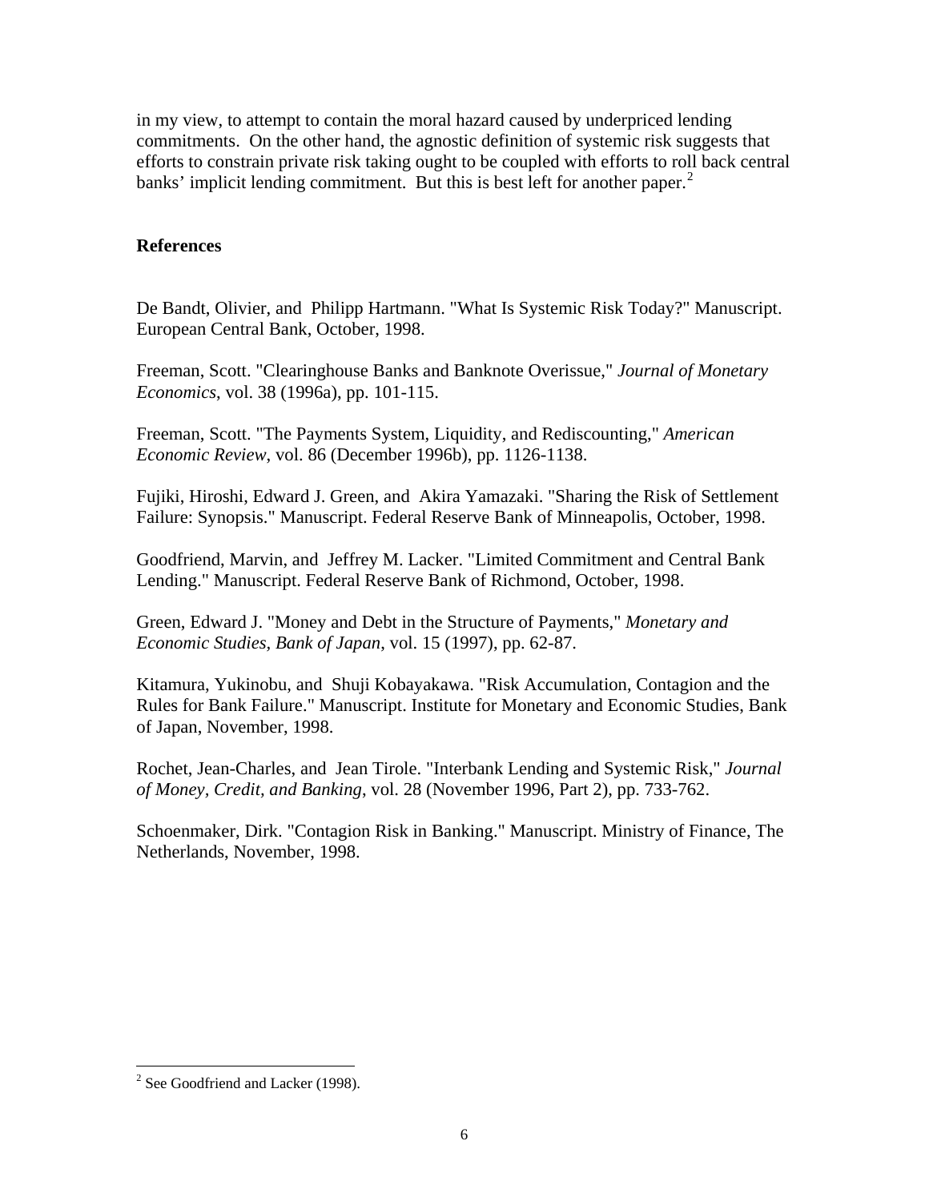in my view, to attempt to contain the moral hazard caused by underpriced lending commitments. On the other hand, the agnostic definition of systemic risk suggests that efforts to constrain private risk taking ought to be coupled with efforts to roll back central banks' implicit lending commitment. But this is best left for another paper.[2]

**References**

De Bandt, Olivier, and Philipp Hartmann. "What Is Systemic Risk Today?" Manuscript. European Central Bank, October, 1998.

Freeman, Scott. "Clearinghouse Banks and Banknote Overissue," *Journal of Monetary Economics*, vol. 38 (1996a), pp. 101-115.

Freeman, Scott. "The Payments System, Liquidity, and Rediscounting," *American Economic Review*, vol. 86 (December 1996b), pp. 1126-1138.

Fujiki, Hiroshi, Edward J. Green, and Akira Yamazaki. "Sharing the Risk of Settlement Failure: Synopsis." Manuscript. Federal Reserve Bank of Minneapolis, October, 1998.

Goodfriend, Marvin, and Jeffrey M. Lacker. "Limited Commitment and Central Bank Lending." Manuscript. Federal Reserve Bank of Richmond, October, 1998.

Green, Edward J. "Money and Debt in the Structure of Payments," *Monetary and Economic Studies, Bank of Japan*, vol. 15 (1997), pp. 62-87.

Kitamura, Yukinobu, and Shuji Kobayakawa. "Risk Accumulation, Contagion and the Rules for Bank Failure." Manuscript. Institute for Monetary and Economic Studies, Bank of Japan, November, 1998.

Rochet, Jean-Charles, and Jean Tirole. "Interbank Lending and Systemic Risk," *Journal of Money, Credit, and Banking*, vol. 28 (November 1996, Part 2), pp. 733-762.

Schoenmaker, Dirk. "Contagion Risk in Banking." Manuscript. Ministry of Finance, The Netherlands, November, 1998.

[2] See Goodfriend and Lacker (1998).